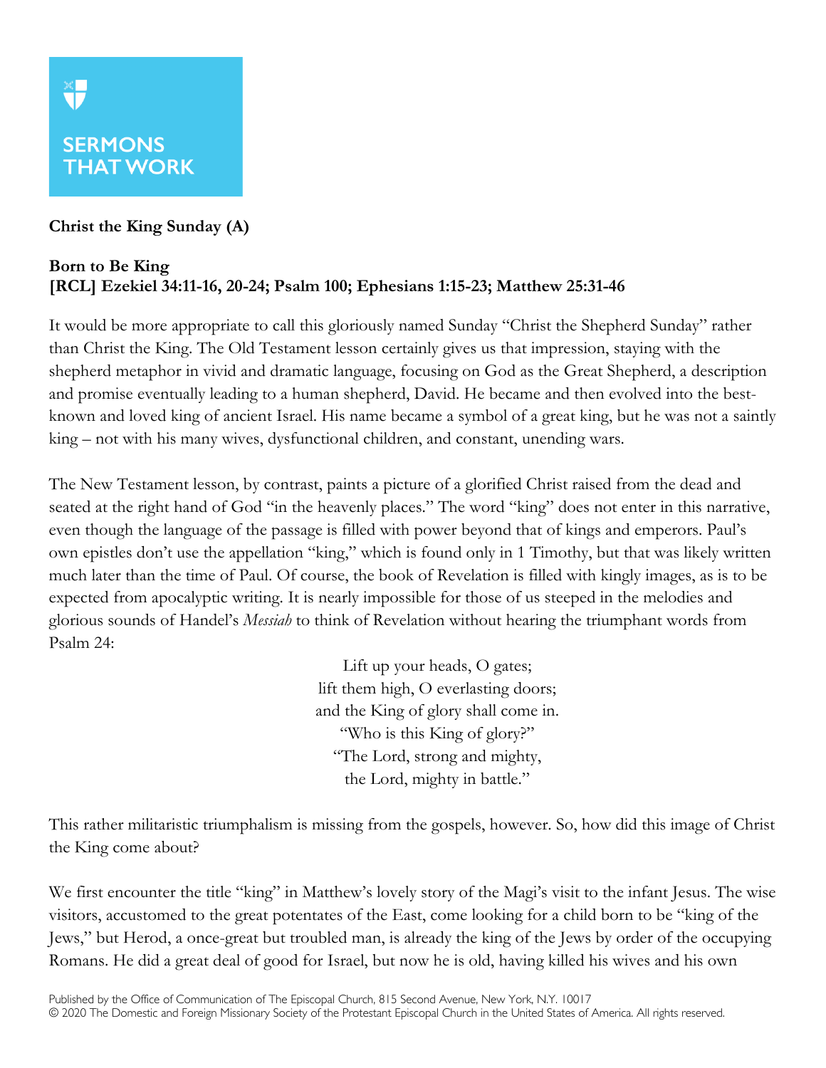SERMONS THAT WORK

**Christ the King Sunday (A)**

**Born to Be King**
**[RCL] Ezekiel 34:11-16, 20-24; Psalm 100; Ephesians 1:15-23; Matthew 25:31-46**

It would be more appropriate to call this gloriously named Sunday "Christ the Shepherd Sunday" rather than Christ the King. The Old Testament lesson certainly gives us that impression, staying with the shepherd metaphor in vivid and dramatic language, focusing on God as the Great Shepherd, a description and promise eventually leading to a human shepherd, David. He became and then evolved into the best-known and loved king of ancient Israel. His name became a symbol of a great king, but he was not a saintly king – not with his many wives, dysfunctional children, and constant, unending wars.

The New Testament lesson, by contrast, paints a picture of a glorified Christ raised from the dead and seated at the right hand of God "in the heavenly places." The word "king" does not enter in this narrative, even though the language of the passage is filled with power beyond that of kings and emperors. Paul's own epistles don't use the appellation "king," which is found only in 1 Timothy, but that was likely written much later than the time of Paul. Of course, the book of Revelation is filled with kingly images, as is to be expected from apocalyptic writing. It is nearly impossible for those of us steeped in the melodies and glorious sounds of Handel's *Messiah* to think of Revelation without hearing the triumphant words from Psalm 24:

> Lift up your heads, O gates;
> lift them high, O everlasting doors;
> and the King of glory shall come in.
> "Who is this King of glory?"
> "The Lord, strong and mighty,
> the Lord, mighty in battle."

This rather militaristic triumphalism is missing from the gospels, however. So, how did this image of Christ the King come about?

We first encounter the title "king" in Matthew's lovely story of the Magi's visit to the infant Jesus. The wise visitors, accustomed to the great potentates of the East, come looking for a child born to be "king of the Jews," but Herod, a once-great but troubled man, is already the king of the Jews by order of the occupying Romans. He did a great deal of good for Israel, but now he is old, having killed his wives and his own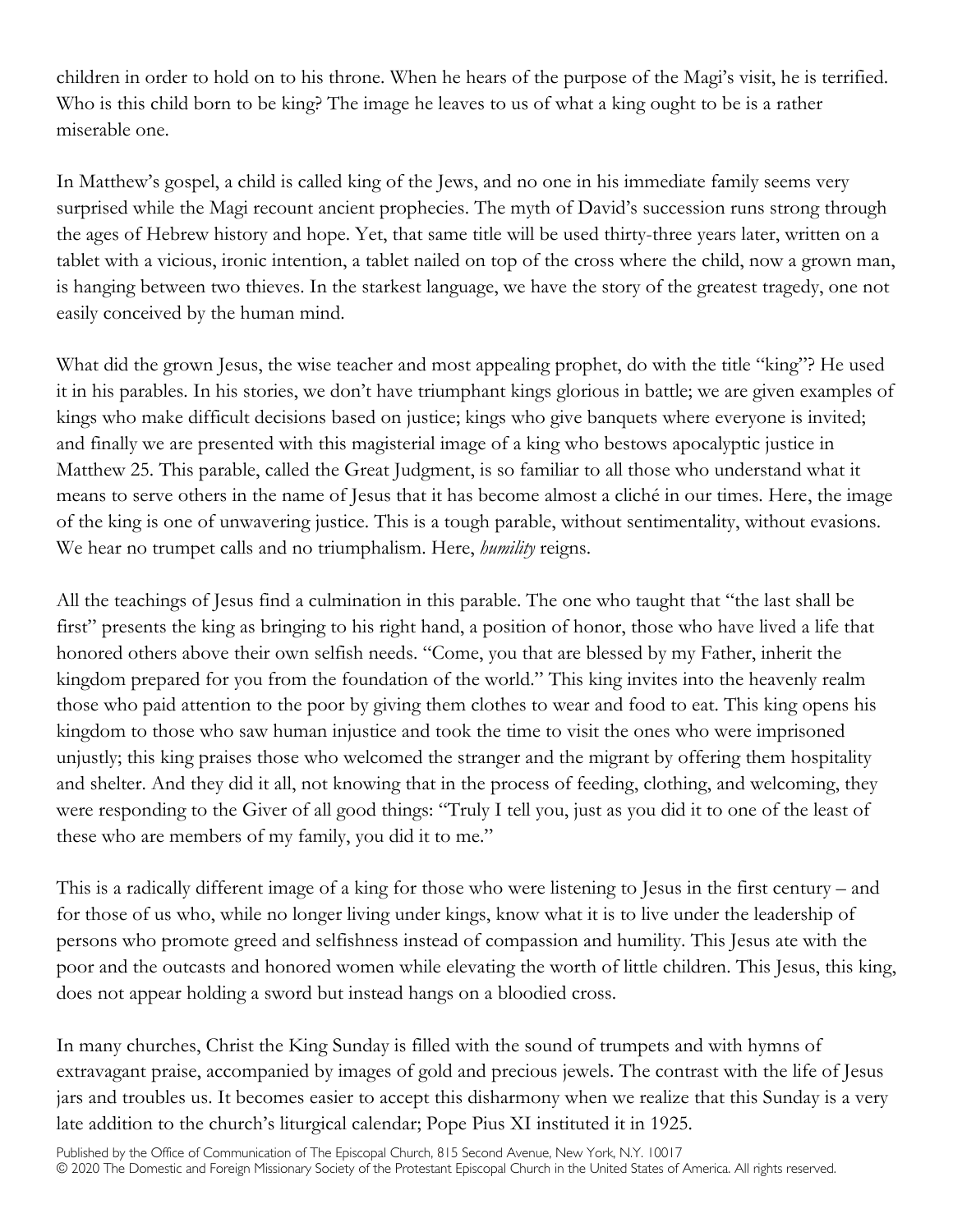children in order to hold on to his throne. When he hears of the purpose of the Magi's visit, he is terrified. Who is this child born to be king? The image he leaves to us of what a king ought to be is a rather miserable one.

In Matthew's gospel, a child is called king of the Jews, and no one in his immediate family seems very surprised while the Magi recount ancient prophecies. The myth of David's succession runs strong through the ages of Hebrew history and hope. Yet, that same title will be used thirty-three years later, written on a tablet with a vicious, ironic intention, a tablet nailed on top of the cross where the child, now a grown man, is hanging between two thieves. In the starkest language, we have the story of the greatest tragedy, one not easily conceived by the human mind.

What did the grown Jesus, the wise teacher and most appealing prophet, do with the title "king"? He used it in his parables. In his stories, we don't have triumphant kings glorious in battle; we are given examples of kings who make difficult decisions based on justice; kings who give banquets where everyone is invited; and finally we are presented with this magisterial image of a king who bestows apocalyptic justice in Matthew 25. This parable, called the Great Judgment, is so familiar to all those who understand what it means to serve others in the name of Jesus that it has become almost a cliché in our times. Here, the image of the king is one of unwavering justice. This is a tough parable, without sentimentality, without evasions. We hear no trumpet calls and no triumphalism. Here, *humility* reigns.

All the teachings of Jesus find a culmination in this parable. The one who taught that "the last shall be first" presents the king as bringing to his right hand, a position of honor, those who have lived a life that honored others above their own selfish needs. "Come, you that are blessed by my Father, inherit the kingdom prepared for you from the foundation of the world." This king invites into the heavenly realm those who paid attention to the poor by giving them clothes to wear and food to eat. This king opens his kingdom to those who saw human injustice and took the time to visit the ones who were imprisoned unjustly; this king praises those who welcomed the stranger and the migrant by offering them hospitality and shelter. And they did it all, not knowing that in the process of feeding, clothing, and welcoming, they were responding to the Giver of all good things: "Truly I tell you, just as you did it to one of the least of these who are members of my family, you did it to me."

This is a radically different image of a king for those who were listening to Jesus in the first century – and for those of us who, while no longer living under kings, know what it is to live under the leadership of persons who promote greed and selfishness instead of compassion and humility. This Jesus ate with the poor and the outcasts and honored women while elevating the worth of little children. This Jesus, this king, does not appear holding a sword but instead hangs on a bloodied cross.

In many churches, Christ the King Sunday is filled with the sound of trumpets and with hymns of extravagant praise, accompanied by images of gold and precious jewels. The contrast with the life of Jesus jars and troubles us. It becomes easier to accept this disharmony when we realize that this Sunday is a very late addition to the church's liturgical calendar; Pope Pius XI instituted it in 1925.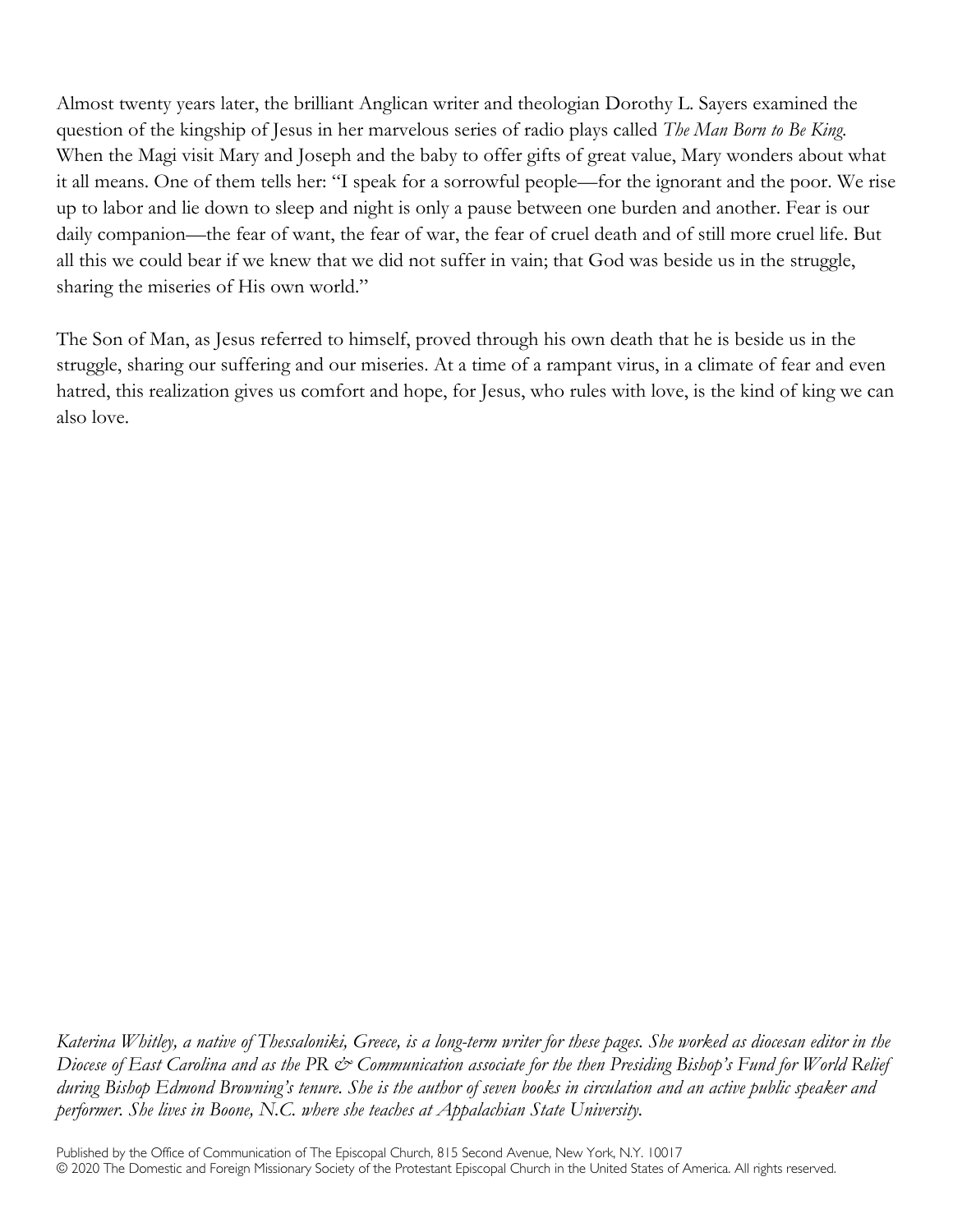Almost twenty years later, the brilliant Anglican writer and theologian Dorothy L. Sayers examined the question of the kingship of Jesus in her marvelous series of radio plays called *The Man Born to Be King.* When the Magi visit Mary and Joseph and the baby to offer gifts of great value, Mary wonders about what it all means. One of them tells her: "I speak for a sorrowful people—for the ignorant and the poor. We rise up to labor and lie down to sleep and night is only a pause between one burden and another. Fear is our daily companion—the fear of want, the fear of war, the fear of cruel death and of still more cruel life. But all this we could bear if we knew that we did not suffer in vain; that God was beside us in the struggle, sharing the miseries of His own world."

The Son of Man, as Jesus referred to himself, proved through his own death that he is beside us in the struggle, sharing our suffering and our miseries. At a time of a rampant virus, in a climate of fear and even hatred, this realization gives us comfort and hope, for Jesus, who rules with love, is the kind of king we can also love.

*Katerina Whitley, a native of Thessaloniki, Greece, is a long-term writer for these pages. She worked as diocesan editor in the Diocese of East Carolina and as the PR & Communication associate for the then Presiding Bishop's Fund for World Relief during Bishop Edmond Browning's tenure. She is the author of seven books in circulation and an active public speaker and performer. She lives in Boone, N.C. where she teaches at Appalachian State University.*

Published by the Office of Communication of The Episcopal Church, 815 Second Avenue, New York, N.Y. 10017
© 2020 The Domestic and Foreign Missionary Society of the Protestant Episcopal Church in the United States of America. All rights reserved.